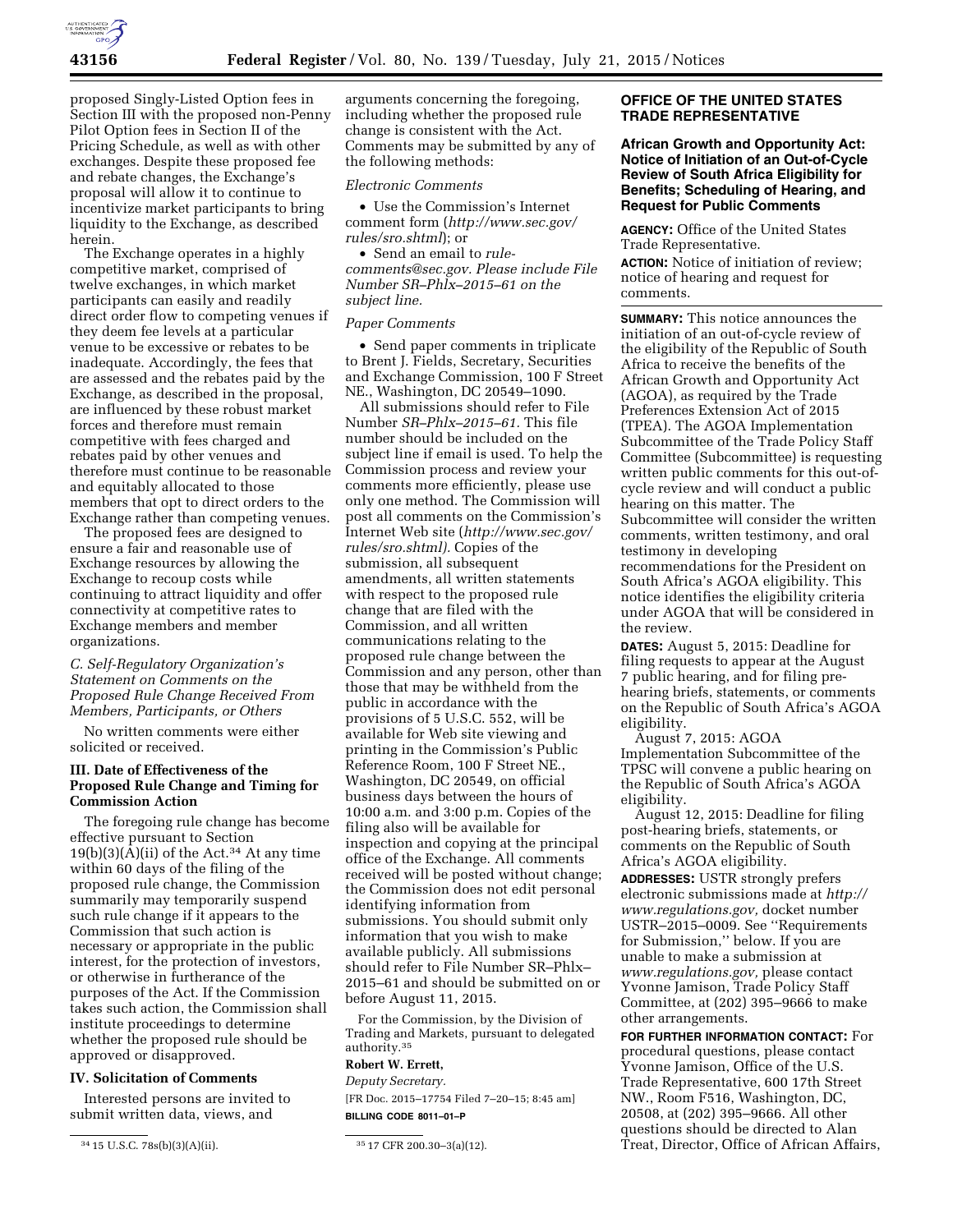proposed Singly-Listed Option fees in Section III with the proposed non-Penny Pilot Option fees in Section II of the Pricing Schedule, as well as with other exchanges. Despite these proposed fee and rebate changes, the Exchange's proposal will allow it to continue to incentivize market participants to bring liquidity to the Exchange, as described herein.

The Exchange operates in a highly competitive market, comprised of twelve exchanges, in which market participants can easily and readily direct order flow to competing venues if they deem fee levels at a particular venue to be excessive or rebates to be inadequate. Accordingly, the fees that are assessed and the rebates paid by the Exchange, as described in the proposal, are influenced by these robust market forces and therefore must remain competitive with fees charged and rebates paid by other venues and therefore must continue to be reasonable and equitably allocated to those members that opt to direct orders to the Exchange rather than competing venues.

The proposed fees are designed to ensure a fair and reasonable use of Exchange resources by allowing the Exchange to recoup costs while continuing to attract liquidity and offer connectivity at competitive rates to Exchange members and member organizations.

*C. Self-Regulatory Organization's Statement on Comments on the Proposed Rule Change Received From Members, Participants, or Others*

No written comments were either solicited or received.

### III. Date of Effectiveness of the Proposed Rule Change and Timing for Commission Action

The foregoing rule change has become effective pursuant to Section 19(b)(3)(A)(ii) of the Act.[34] At any time within 60 days of the filing of the proposed rule change, the Commission summarily may temporarily suspend such rule change if it appears to the Commission that such action is necessary or appropriate in the public interest, for the protection of investors, or otherwise in furtherance of the purposes of the Act. If the Commission takes such action, the Commission shall institute proceedings to determine whether the proposed rule should be approved or disapproved.

### IV. Solicitation of Comments

Interested persons are invited to submit written data, views, and arguments concerning the foregoing, including whether the proposed rule change is consistent with the Act. Comments may be submitted by any of the following methods:

*Electronic Comments*

- Use the Commission's Internet comment form (*http://www.sec.gov/rules/sro.shtml*); or
- Send an email to *rule-comments@sec.gov. Please include File Number SR–Phlx–2015–61 on the subject line.*

*Paper Comments*

- Send paper comments in triplicate to Brent J. Fields, Secretary, Securities and Exchange Commission, 100 F Street NE., Washington, DC 20549–1090.

All submissions should refer to File Number *SR–Phlx–2015–61.* This file number should be included on the subject line if email is used. To help the Commission process and review your comments more efficiently, please use only one method. The Commission will post all comments on the Commission's Internet Web site (*http://www.sec.gov/rules/sro.shtml).* Copies of the submission, all subsequent amendments, all written statements with respect to the proposed rule change that are filed with the Commission, and all written communications relating to the proposed rule change between the Commission and any person, other than those that may be withheld from the public in accordance with the provisions of 5 U.S.C. 552, will be available for Web site viewing and printing in the Commission's Public Reference Room, 100 F Street NE., Washington, DC 20549, on official business days between the hours of 10:00 a.m. and 3:00 p.m. Copies of the filing also will be available for inspection and copying at the principal office of the Exchange. All comments received will be posted without change; the Commission does not edit personal identifying information from submissions. You should submit only information that you wish to make available publicly. All submissions should refer to File Number SR–Phlx–2015–61 and should be submitted on or before August 11, 2015.

For the Commission, by the Division of Trading and Markets, pursuant to delegated authority.[35]

**Robert W. Errett,**

*Deputy Secretary.*

[FR Doc. 2015–17754 Filed 7–20–15; 8:45 am]

**BILLING CODE 8011–01–P**

[34] 15 U.S.C. 78s(b)(3)(A)(ii).

[35] 17 CFR 200.30–3(a)(12).

## OFFICE OF THE UNITED STATES TRADE REPRESENTATIVE

### African Growth and Opportunity Act: Notice of Initiation of an Out-of-Cycle Review of South Africa Eligibility for Benefits; Scheduling of Hearing, and Request for Public Comments

**AGENCY:** Office of the United States Trade Representative.

**ACTION:** Notice of initiation of review; notice of hearing and request for comments.

**SUMMARY:** This notice announces the initiation of an out-of-cycle review of the eligibility of the Republic of South Africa to receive the benefits of the African Growth and Opportunity Act (AGOA), as required by the Trade Preferences Extension Act of 2015 (TPEA). The AGOA Implementation Subcommittee of the Trade Policy Staff Committee (Subcommittee) is requesting written public comments for this out-of-cycle review and will conduct a public hearing on this matter. The Subcommittee will consider the written comments, written testimony, and oral testimony in developing recommendations for the President on South Africa's AGOA eligibility. This notice identifies the eligibility criteria under AGOA that will be considered in the review.

**DATES:** August 5, 2015: Deadline for filing requests to appear at the August 7 public hearing, and for filing pre-hearing briefs, statements, or comments on the Republic of South Africa's AGOA eligibility.

August 7, 2015: AGOA Implementation Subcommittee of the TPSC will convene a public hearing on the Republic of South Africa's AGOA eligibility.

August 12, 2015: Deadline for filing post-hearing briefs, statements, or comments on the Republic of South Africa's AGOA eligibility.

**ADDRESSES:** USTR strongly prefers electronic submissions made at *http://www.regulations.gov,* docket number USTR–2015–0009. See "Requirements for Submission," below. If you are unable to make a submission at *www.regulations.gov,* please contact Yvonne Jamison, Trade Policy Staff Committee, at (202) 395–9666 to make other arrangements.

**FOR FURTHER INFORMATION CONTACT:** For procedural questions, please contact Yvonne Jamison, Office of the U.S. Trade Representative, 600 17th Street NW., Room F516, Washington, DC, 20508, at (202) 395–9666. All other questions should be directed to Alan Treat, Director, Office of African Affairs,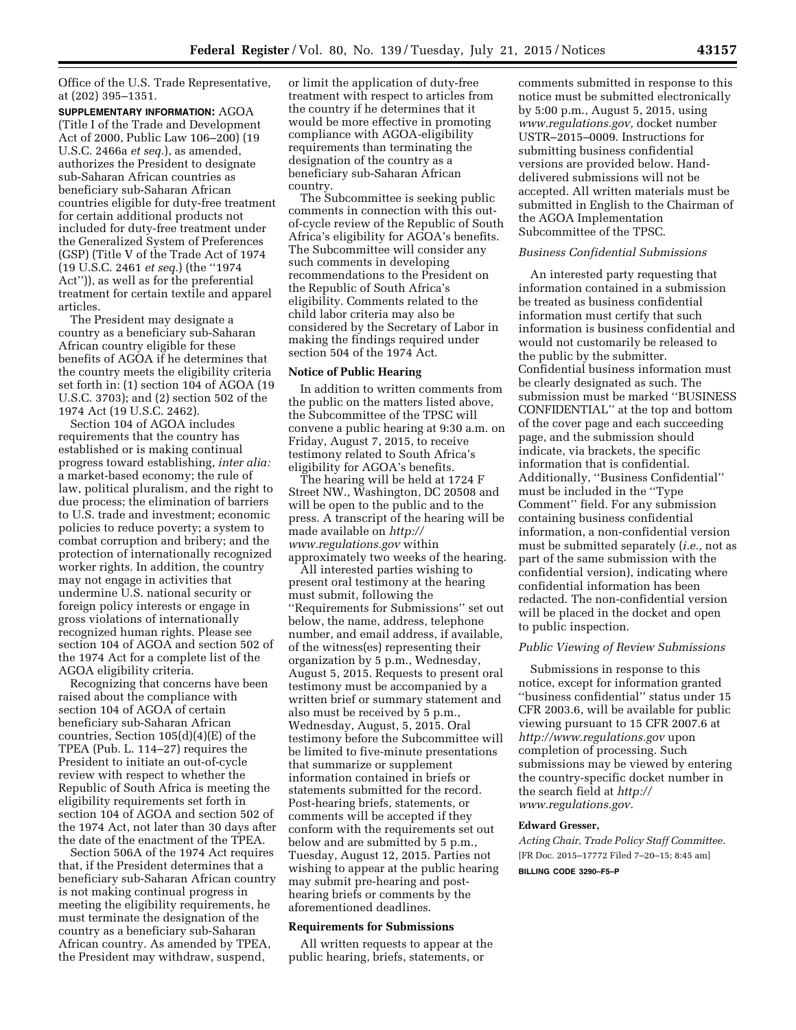Office of the U.S. Trade Representative, at (202) 395–1351.

**SUPPLEMENTARY INFORMATION:** AGOA (Title I of the Trade and Development Act of 2000, Public Law 106–200) (19 U.S.C. 2466a *et seq.*), as amended, authorizes the President to designate sub-Saharan African countries as beneficiary sub-Saharan African countries eligible for duty-free treatment for certain additional products not included for duty-free treatment under the Generalized System of Preferences (GSP) (Title V of the Trade Act of 1974 (19 U.S.C. 2461 *et seq.*) (the ''1974 Act'')), as well as for the preferential treatment for certain textile and apparel articles.

The President may designate a country as a beneficiary sub-Saharan African country eligible for these benefits of AGOA if he determines that the country meets the eligibility criteria set forth in: (1) section 104 of AGOA (19 U.S.C. 3703); and (2) section 502 of the 1974 Act (19 U.S.C. 2462).

Section 104 of AGOA includes requirements that the country has established or is making continual progress toward establishing, *inter alia:* a market-based economy; the rule of law, political pluralism, and the right to due process; the elimination of barriers to U.S. trade and investment; economic policies to reduce poverty; a system to combat corruption and bribery; and the protection of internationally recognized worker rights. In addition, the country may not engage in activities that undermine U.S. national security or foreign policy interests or engage in gross violations of internationally recognized human rights. Please see section 104 of AGOA and section 502 of the 1974 Act for a complete list of the AGOA eligibility criteria.

Recognizing that concerns have been raised about the compliance with section 104 of AGOA of certain beneficiary sub-Saharan African countries, Section 105(d)(4)(E) of the TPEA (Pub. L. 114–27) requires the President to initiate an out-of-cycle review with respect to whether the Republic of South Africa is meeting the eligibility requirements set forth in section 104 of AGOA and section 502 of the 1974 Act, not later than 30 days after the date of the enactment of the TPEA.

Section 506A of the 1974 Act requires that, if the President determines that a beneficiary sub-Saharan African country is not making continual progress in meeting the eligibility requirements, he must terminate the designation of the country as a beneficiary sub-Saharan African country. As amended by TPEA, the President may withdraw, suspend, or limit the application of duty-free treatment with respect to articles from the country if he determines that it would be more effective in promoting compliance with AGOA-eligibility requirements than terminating the designation of the country as a beneficiary sub-Saharan African country.

The Subcommittee is seeking public comments in connection with this out-of-cycle review of the Republic of South Africa's eligibility for AGOA's benefits. The Subcommittee will consider any such comments in developing recommendations to the President on the Republic of South Africa's eligibility. Comments related to the child labor criteria may also be considered by the Secretary of Labor in making the findings required under section 504 of the 1974 Act.

### Notice of Public Hearing

In addition to written comments from the public on the matters listed above, the Subcommittee of the TPSC will convene a public hearing at 9:30 a.m. on Friday, August 7, 2015, to receive testimony related to South Africa's eligibility for AGOA's benefits.

The hearing will be held at 1724 F Street NW., Washington, DC 20508 and will be open to the public and to the press. A transcript of the hearing will be made available on *http://www.regulations.gov* within approximately two weeks of the hearing.

All interested parties wishing to present oral testimony at the hearing must submit, following the ''Requirements for Submissions'' set out below, the name, address, telephone number, and email address, if available, of the witness(es) representing their organization by 5 p.m., Wednesday, August 5, 2015. Requests to present oral testimony must be accompanied by a written brief or summary statement and also must be received by 5 p.m., Wednesday, August, 5, 2015. Oral testimony before the Subcommittee will be limited to five-minute presentations that summarize or supplement information contained in briefs or statements submitted for the record. Post-hearing briefs, statements, or comments will be accepted if they conform with the requirements set out below and are submitted by 5 p.m., Tuesday, August 12, 2015. Parties not wishing to appear at the public hearing may submit pre-hearing and post-hearing briefs or comments by the aforementioned deadlines.

### Requirements for Submissions

All written requests to appear at the public hearing, briefs, statements, or comments submitted in response to this notice must be submitted electronically by 5:00 p.m., August 5, 2015, using *www.regulations.gov,* docket number USTR–2015–0009. Instructions for submitting business confidential versions are provided below. Hand-delivered submissions will not be accepted. All written materials must be submitted in English to the Chairman of the AGOA Implementation Subcommittee of the TPSC.

#### *Business Confidential Submissions*

An interested party requesting that information contained in a submission be treated as business confidential information must certify that such information is business confidential and would not customarily be released to the public by the submitter. Confidential business information must be clearly designated as such. The submission must be marked ''BUSINESS CONFIDENTIAL'' at the top and bottom of the cover page and each succeeding page, and the submission should indicate, via brackets, the specific information that is confidential. Additionally, ''Business Confidential'' must be included in the ''Type Comment'' field. For any submission containing business confidential information, a non-confidential version must be submitted separately (*i.e.,* not as part of the same submission with the confidential version), indicating where confidential information has been redacted. The non-confidential version will be placed in the docket and open to public inspection.

#### *Public Viewing of Review Submissions*

Submissions in response to this notice, except for information granted ''business confidential'' status under 15 CFR 2003.6, will be available for public viewing pursuant to 15 CFR 2007.6 at *http://www.regulations.gov* upon completion of processing. Such submissions may be viewed by entering the country-specific docket number in the search field at *http://www.regulations.gov.*

**Edward Gresser,**

*Acting Chair, Trade Policy Staff Committee.*

[FR Doc. 2015–17772 Filed 7–20–15; 8:45 am]

**BILLING CODE 3290–F5–P**